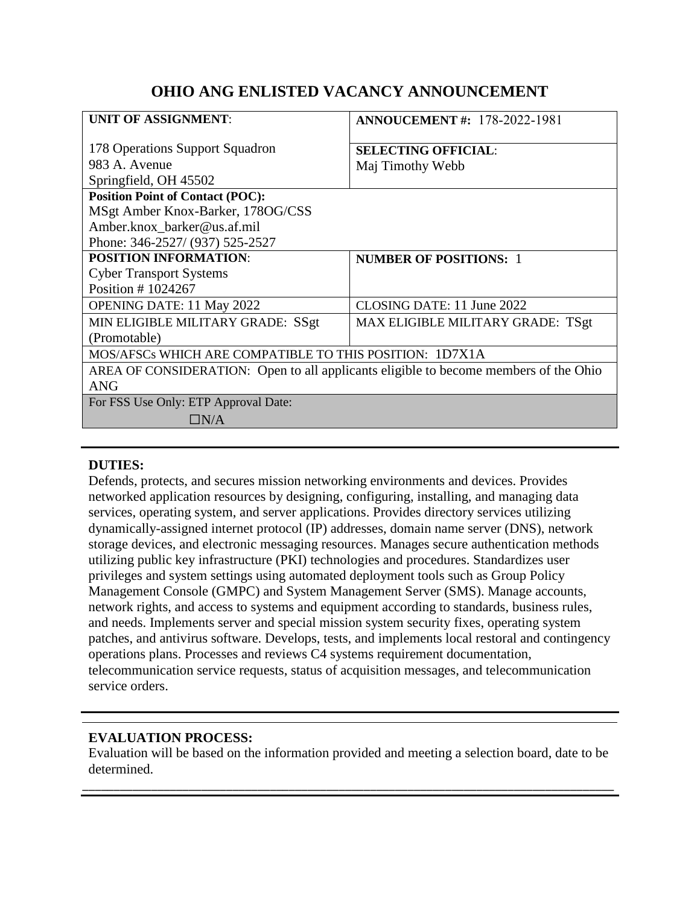# OHIO ANG ENLISTED VACANCY ANNOUNCEMENT

| **UNIT OF ASSIGNMENT**:<br><br>178 Operations Support Squadron<br>983 A. Avenue<br>Springfield, OH 45502 | **ANNOUCEMENT #:** 178-2022-1981<br><br>**SELECTING OFFICIAL**:<br>Maj Timothy Webb |
|---|---|
| **Position Point of Contact (POC):**<br>MSgt Amber Knox-Barker, 178OG/CSS<br>Amber.knox_barker@us.af.mil<br>Phone: 346-2527/ (937) 525-2527 | |
| **POSITION INFORMATION**:<br>Cyber Transport Systems<br>Position # 1024267 | **NUMBER OF POSITIONS:** 1 |
| OPENING DATE: 11 May 2022 | CLOSING DATE: 11 June 2022 |
| MIN ELIGIBLE MILITARY GRADE: SSgt (Promotable) | MAX ELIGIBLE MILITARY GRADE: TSgt |
| MOS/AFSCs WHICH ARE COMPATIBLE TO THIS POSITION: 1D7X1A | |
| AREA OF CONSIDERATION: Open to all applicants eligible to become members of the Ohio ANG | |
| For FSS Use Only: ETP Approval Date:<br>☐N/A | |

**DUTIES:**

Defends, protects, and secures mission networking environments and devices. Provides networked application resources by designing, configuring, installing, and managing data services, operating system, and server applications. Provides directory services utilizing dynamically-assigned internet protocol (IP) addresses, domain name server (DNS), network storage devices, and electronic messaging resources. Manages secure authentication methods utilizing public key infrastructure (PKI) technologies and procedures. Standardizes user privileges and system settings using automated deployment tools such as Group Policy Management Console (GMPC) and System Management Server (SMS). Manage accounts, network rights, and access to systems and equipment according to standards, business rules, and needs. Implements server and special mission system security fixes, operating system patches, and antivirus software. Develops, tests, and implements local restoral and contingency operations plans. Processes and reviews C4 systems requirement documentation, telecommunication service requests, status of acquisition messages, and telecommunication service orders.

**EVALUATION PROCESS:**

Evaluation will be based on the information provided and meeting a selection board, date to be determined.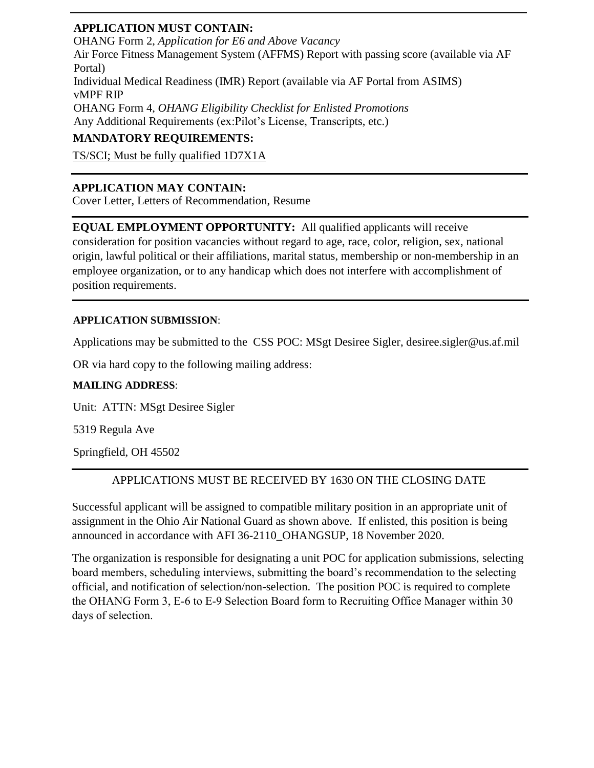**APPLICATION MUST CONTAIN:**

OHANG Form 2, *Application for E6 and Above Vacancy*
Air Force Fitness Management System (AFFMS) Report with passing score (available via AF Portal)
Individual Medical Readiness (IMR) Report (available via AF Portal from ASIMS)
vMPF RIP
OHANG Form 4, *OHANG Eligibility Checklist for Enlisted Promotions*
Any Additional Requirements (ex:Pilot's License, Transcripts, etc.)

**MANDATORY REQUIREMENTS:**

TS/SCI; Must be fully qualified 1D7X1A

**APPLICATION MAY CONTAIN:**

Cover Letter, Letters of Recommendation, Resume

**EQUAL EMPLOYMENT OPPORTUNITY:** All qualified applicants will receive consideration for position vacancies without regard to age, race, color, religion, sex, national origin, lawful political or their affiliations, marital status, membership or non-membership in an employee organization, or to any handicap which does not interfere with accomplishment of position requirements.

**APPLICATION SUBMISSION**:

Applications may be submitted to the CSS POC: MSgt Desiree Sigler, desiree.sigler@us.af.mil

OR via hard copy to the following mailing address:

**MAILING ADDRESS**:

Unit: ATTN: MSgt Desiree Sigler

5319 Regula Ave

Springfield, OH 45502

APPLICATIONS MUST BE RECEIVED BY 1630 ON THE CLOSING DATE

Successful applicant will be assigned to compatible military position in an appropriate unit of assignment in the Ohio Air National Guard as shown above. If enlisted, this position is being announced in accordance with AFI 36-2110_OHANGSUP, 18 November 2020.

The organization is responsible for designating a unit POC for application submissions, selecting board members, scheduling interviews, submitting the board's recommendation to the selecting official, and notification of selection/non-selection. The position POC is required to complete the OHANG Form 3, E-6 to E-9 Selection Board form to Recruiting Office Manager within 30 days of selection.